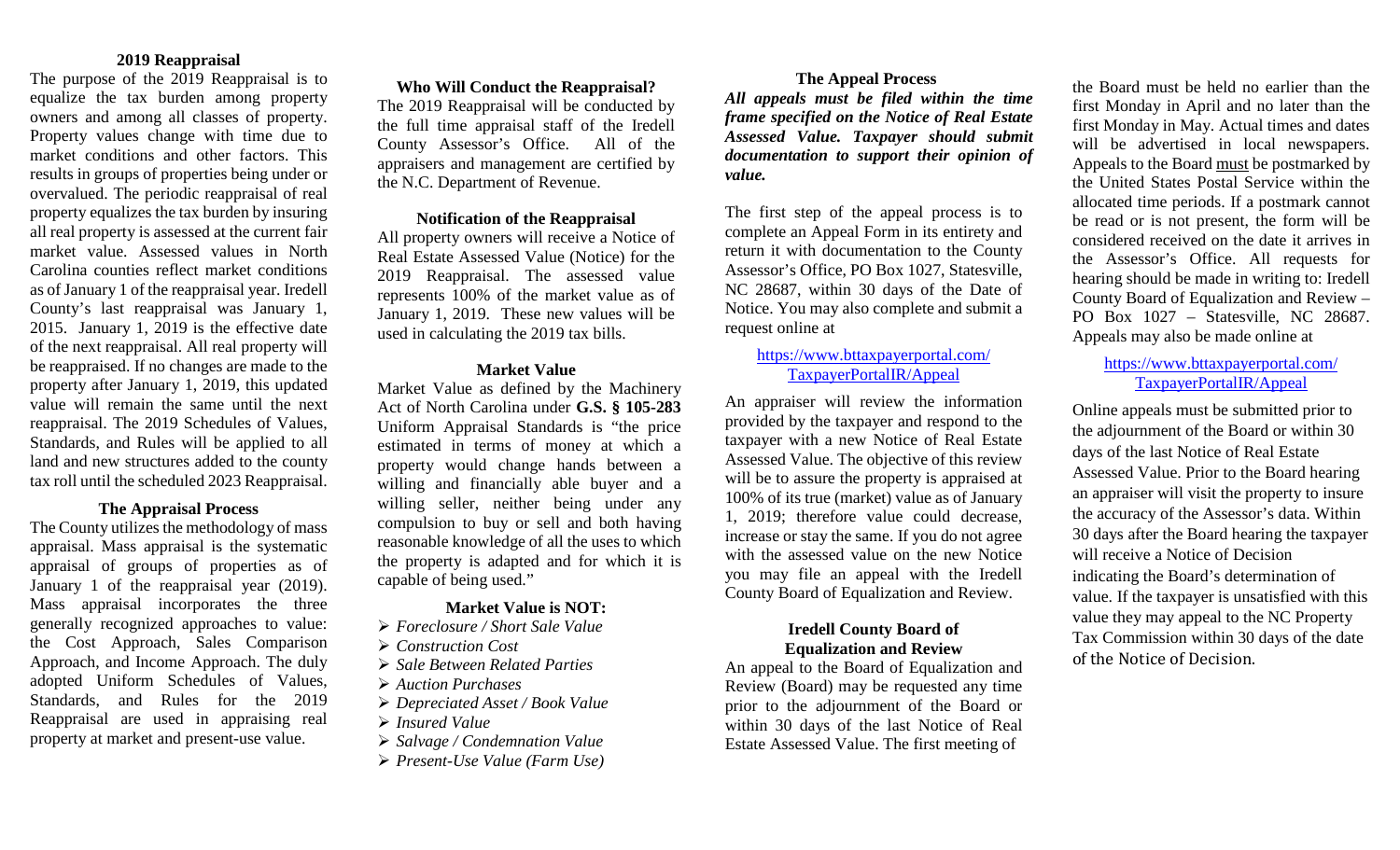## 2019 Reappraisal

The purpose of the 2019 Reappraisal is to equalize the tax burden among property owners and among all classes of property. Property values change with time due to market conditions and other factors. This results in groups of properties being under or overvalued. The periodic reappraisal of real property equalizes the tax burden by insuring all real property is assessed at the current fair market value. Assessed values in North Carolina counties reflect market conditions as of January 1 of the reappraisal year. Iredell County's last reappraisal was January 1, 2015. January 1, 2019 is the effective date of the next reappraisal. All real property will be reappraised. If no changes are made to the property after January 1, 2019, this updated value will remain the same until the next reappraisal. The 2019 Schedules of Values, Standards, and Rules will be applied to all land and new structures added to the county tax roll until the scheduled 2023 Reappraisal.

## The Appraisal Process

The County utilizes the methodology of mass appraisal. Mass appraisal is the systematic appraisal of groups of properties as of January 1 of the reappraisal year (2019). Mass appraisal incorporates the three generally recognized approaches to value: the Cost Approach, Sales Comparison Approach, and Income Approach. The duly adopted Uniform Schedules of Values, Standards, and Rules for the 2019 Reappraisal are used in appraising real property at market and present-use value.

## Who Will Conduct the Reappraisal?

The 2019 Reappraisal will be conducted by the full time appraisal staff of the Iredell County Assessor's Office. All of the appraisers and management are certified by the N.C. Department of Revenue.

## Notification of the Reappraisal

All property owners will receive a Notice of Real Estate Assessed Value (Notice) for the 2019 Reappraisal. The assessed value represents 100% of the market value as of January 1, 2019. These new values will be used in calculating the 2019 tax bills.

## Market Value

Market Value as defined by the Machinery Act of North Carolina under **G.S. § 105-283** Uniform Appraisal Standards is "the price estimated in terms of money at which a property would change hands between a willing and financially able buyer and a willing seller, neither being under any compulsion to buy or sell and both having reasonable knowledge of all the uses to which the property is adapted and for which it is capable of being used."

## Market Value is NOT:

- *Foreclosure / Short Sale Value*
- *Construction Cost*
- *Sale Between Related Parties*
- *Auction Purchases*
- *Depreciated Asset / Book Value*
- *Insured Value*
- *Salvage / Condemnation Value*
- *Present-Use Value (Farm Use)*

## The Appeal Process

***All appeals must be filed within the time frame specified on the Notice of Real Estate Assessed Value. Taxpayer should submit documentation to support their opinion of value.***

The first step of the appeal process is to complete an Appeal Form in its entirety and return it with documentation to the County Assessor's Office, PO Box 1027, Statesville, NC 28687, within 30 days of the Date of Notice. You may also complete and submit a request online at

https://www.bttaxpayerportal.com/TaxpayerPortalIR/Appeal

An appraiser will review the information provided by the taxpayer and respond to the taxpayer with a new Notice of Real Estate Assessed Value. The objective of this review will be to assure the property is appraised at 100% of its true (market) value as of January 1, 2019; therefore value could decrease, increase or stay the same. If you do not agree with the assessed value on the new Notice you may file an appeal with the Iredell County Board of Equalization and Review.

## Iredell County Board of Equalization and Review

An appeal to the Board of Equalization and Review (Board) may be requested any time prior to the adjournment of the Board or within 30 days of the last Notice of Real Estate Assessed Value. The first meeting of the Board must be held no earlier than the first Monday in April and no later than the first Monday in May. Actual times and dates will be advertised in local newspapers. Appeals to the Board must be postmarked by the United States Postal Service within the allocated time periods. If a postmark cannot be read or is not present, the form will be considered received on the date it arrives in the Assessor's Office. All requests for hearing should be made in writing to: Iredell County Board of Equalization and Review – PO Box 1027 – Statesville, NC 28687. Appeals may also be made online at

https://www.bttaxpayerportal.com/TaxpayerPortalIR/Appeal

Online appeals must be submitted prior to the adjournment of the Board or within 30 days of the last Notice of Real Estate Assessed Value. Prior to the Board hearing an appraiser will visit the property to insure the accuracy of the Assessor's data. Within 30 days after the Board hearing the taxpayer will receive a Notice of Decision indicating the Board's determination of value. If the taxpayer is unsatisfied with this value they may appeal to the NC Property Tax Commission within 30 days of the date of the Notice of Decision.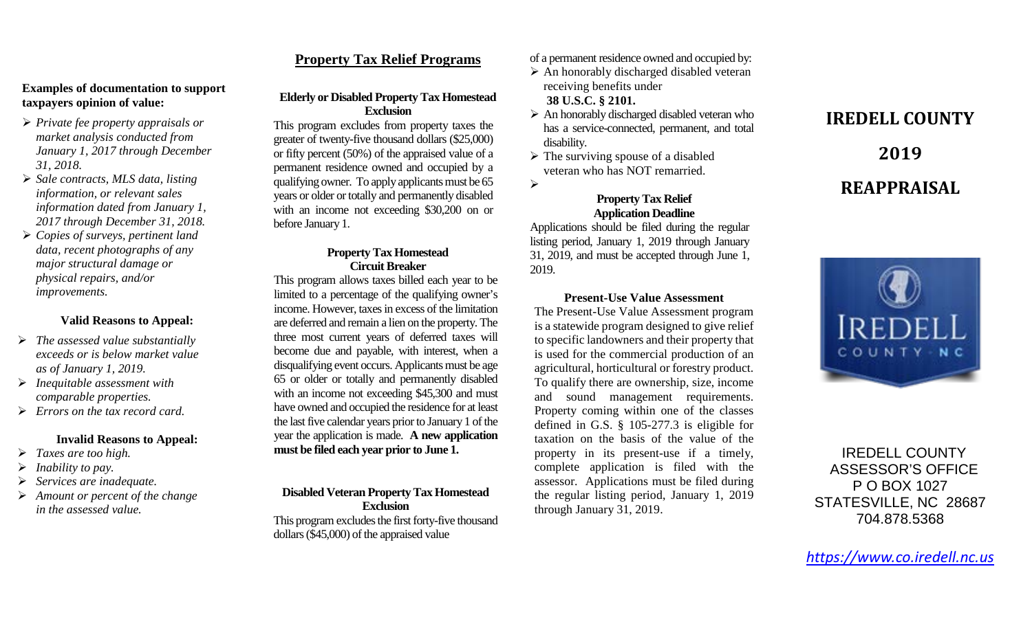**Examples of documentation to support taxpayers opinion of value:**

- *Private fee property appraisals or market analysis conducted from January 1, 2017 through December 31, 2018.*
- *Sale contracts, MLS data, listing information, or relevant sales information dated from January 1, 2017 through December 31, 2018.*
- *Copies of surveys, pertinent land data, recent photographs of any major structural damage or physical repairs, and/or improvements.*

**Valid Reasons to Appeal:**

- *The assessed value substantially exceeds or is below market value as of January 1, 2019.*
- *Inequitable assessment with comparable properties.*
- *Errors on the tax record card.*

**Invalid Reasons to Appeal:**

- *Taxes are too high.*
- *Inability to pay.*
- *Services are inadequate.*
- *Amount or percent of the change in the assessed value.*

## Property Tax Relief Programs

**Elderly or Disabled Property Tax Homestead Exclusion**

This program excludes from property taxes the greater of twenty-five thousand dollars ($25,000) or fifty percent (50%) of the appraised value of a permanent residence owned and occupied by a qualifying owner. To apply applicants must be 65 years or older or totally and permanently disabled with an income not exceeding $30,200 on or before January 1.

**Property Tax Homestead Circuit Breaker**

This program allows taxes billed each year to be limited to a percentage of the qualifying owner's income. However, taxes in excess of the limitation are deferred and remain a lien on the property. The three most current years of deferred taxes will become due and payable, with interest, when a disqualifying event occurs. Applicants must be age 65 or older or totally and permanently disabled with an income not exceeding $45,300 and must have owned and occupied the residence for at least the last five calendar years prior to January 1 of the year the application is made. **A new application must be filed each year prior to June 1.**

**Disabled Veteran Property Tax Homestead Exclusion**

This program excludes the first forty-five thousand dollars ($45,000) of the appraised value of a permanent residence owned and occupied by:

- An honorably discharged disabled veteran receiving benefits under **38 U.S.C. § 2101.**
- An honorably discharged disabled veteran who has a service-connected, permanent, and total disability.
- The surviving spouse of a disabled veteran who has NOT remarried.

**Property Tax Relief Application Deadline**

Applications should be filed during the regular listing period, January 1, 2019 through January 31, 2019, and must be accepted through June 1, 2019.

**Present-Use Value Assessment**

The Present-Use Value Assessment program is a statewide program designed to give relief to specific landowners and their property that is used for the commercial production of an agricultural, horticultural or forestry product. To qualify there are ownership, size, income and sound management requirements. Property coming within one of the classes defined in G.S. § 105-277.3 is eligible for taxation on the basis of the value of the property in its present-use if a timely, complete application is filed with the assessor. Applications must be filed during the regular listing period, January 1, 2019 through January 31, 2019.

# IREDELL COUNTY

# 2019

# REAPPRAISAL

IREDELL COUNTY ASSESSOR'S OFFICE
P O BOX 1027
STATESVILLE, NC 28687
704.878.5368

*https://www.co.iredell.nc.us*